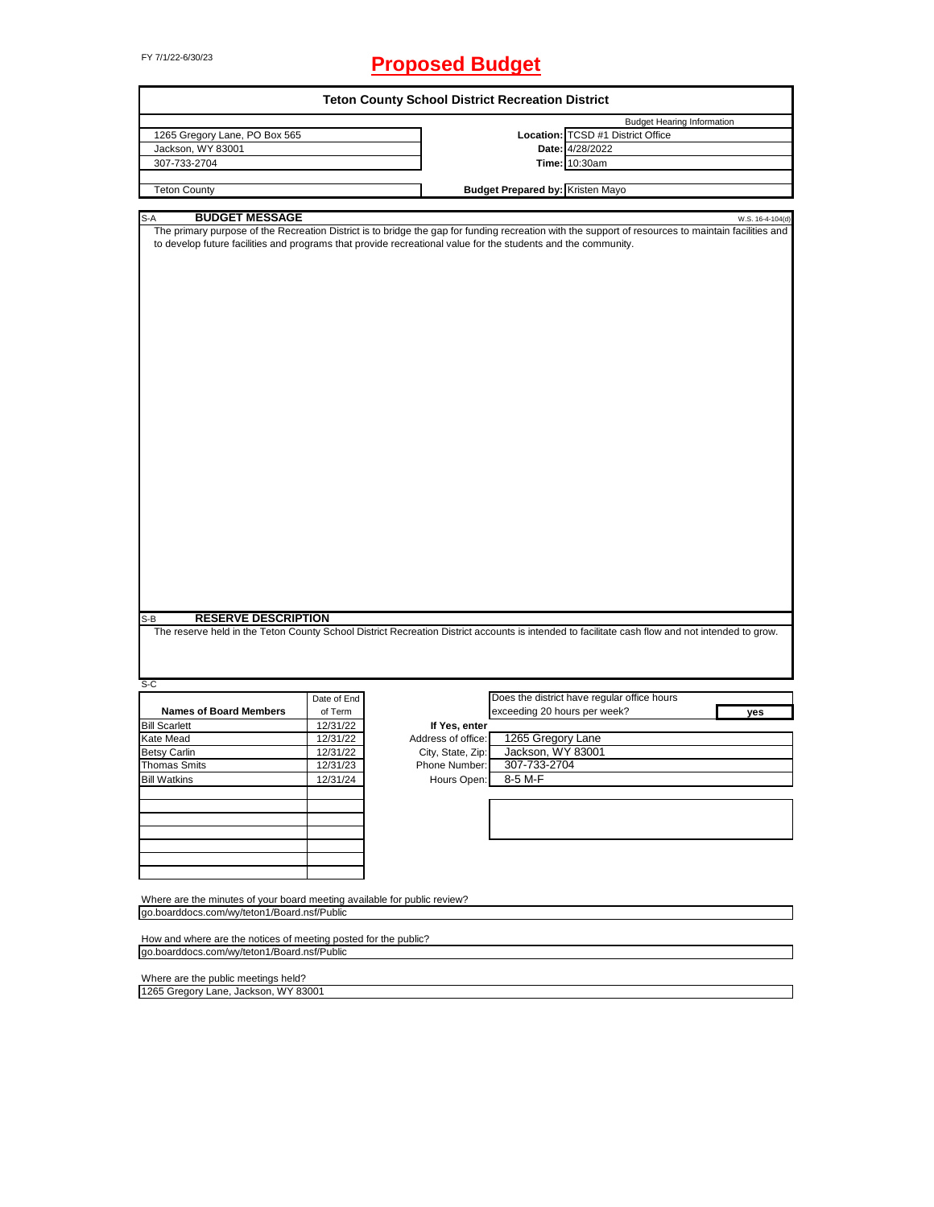FY 7/1/22-6/30/23

# Proposed Budget

## Teton County School District Recreation District

| | | |
|---|---|---|
| 1265 Gregory Lane, PO Box 565 | | Budget Hearing Information |
| Jackson, WY 83001 | **Location:** | TCSD #1 District Office |
| 307-733-2704 | **Date:** | 4/28/2022 |
| | **Time:** | 10:30am |
| Teton County | **Budget Prepared by:** | Kristen Mayo |

### S-A BUDGET MESSAGE

W.S. 16-4-104(d)

The primary purpose of the Recreation District is to bridge the gap for funding recreation with the support of resources to maintain facilities and to develop future facilities and programs that provide recreational value for the students and the community.

### S-B RESERVE DESCRIPTION

The reserve held in the Teton County School District Recreation District accounts is intended to facilitate cash flow and not intended to grow.

### S-C

| Names of Board Members | Date of End of Term |
|---|---|
| Bill Scarlett | 12/31/22 |
| Kate Mead | 12/31/22 |
| Betsy Carlin | 12/31/22 |
| Thomas Smits | 12/31/23 |
| Bill Watkins | 12/31/24 |

Does the district have regular office hours exceeding 20 hours per week? **yes**

**If Yes, enter**

| | |
|---|---|
| Address of office: | 1265 Gregory Lane |
| City, State, Zip: | Jackson, WY 83001 |
| Phone Number: | 307-733-2704 |
| Hours Open: | 8-5 M-F |

Where are the minutes of your board meeting available for public review?
go.boarddocs.com/wy/teton1/Board.nsf/Public

How and where are the notices of meeting posted for the public?
go.boarddocs.com/wy/teton1/Board.nsf/Public

Where are the public meetings held?
1265 Gregory Lane, Jackson, WY 83001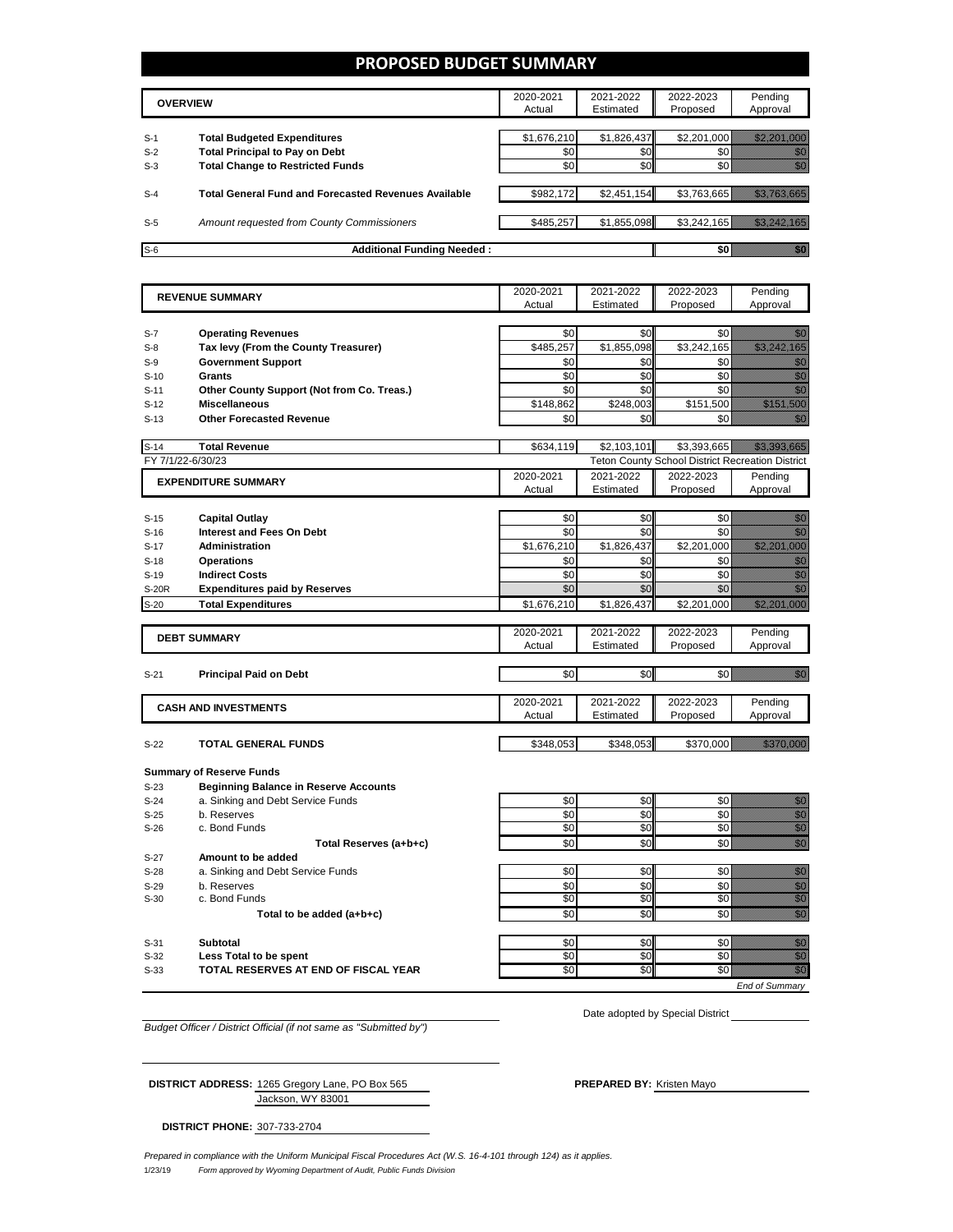# PROPOSED BUDGET SUMMARY

| | OVERVIEW | 2020-2021 Actual | 2021-2022 Estimated | 2022-2023 Proposed | Pending Approval |
|---|---|---|---|---|---|
| S-1 | **Total Budgeted Expenditures** | $1,676,210 | $1,826,437 | $2,201,000 | $2,201,000 |
| S-2 | **Total Principal to Pay on Debt** | $0 | $0 | $0 | $0 |
| S-3 | **Total Change to Restricted Funds** | $0 | $0 | $0 | $0 |
| S-4 | **Total General Fund and Forecasted Revenues Available** | $982,172 | $2,451,154 | $3,763,665 | $3,763,665 |
| S-5 | *Amount requested from County Commissioners* | $485,257 | $1,855,098 | $3,242,165 | $3,242,165 |
| S-6 | **Additional Funding Needed :** | | | $0 | $0 |

| | REVENUE SUMMARY | 2020-2021 Actual | 2021-2022 Estimated | 2022-2023 Proposed | Pending Approval |
|---|---|---|---|---|---|
| S-7 | **Operating Revenues** | $0 | $0 | $0 | $0 |
| S-8 | **Tax levy (From the County Treasurer)** | $485,257 | $1,855,098 | $3,242,165 | $3,242,165 |
| S-9 | **Government Support** | $0 | $0 | $0 | $0 |
| S-10 | **Grants** | $0 | $0 | $0 | $0 |
| S-11 | **Other County Support (Not from Co. Treas.)** | $0 | $0 | $0 | $0 |
| S-12 | **Miscellaneous** | $148,862 | $248,003 | $151,500 | $151,500 |
| S-13 | **Other Forecasted Revenue** | $0 | $0 | $0 | $0 |
| S-14 | **Total Revenue** | $634,119 | $2,103,101 | $3,393,665 | $3,393,665 |

FY 7/1/22-6/30/23 — Teton County School District Recreation District

| | EXPENDITURE SUMMARY | 2020-2021 Actual | 2021-2022 Estimated | 2022-2023 Proposed | Pending Approval |
|---|---|---|---|---|---|
| S-15 | **Capital Outlay** | $0 | $0 | $0 | $0 |
| S-16 | **Interest and Fees On Debt** | $0 | $0 | $0 | $0 |
| S-17 | **Administration** | $1,676,210 | $1,826,437 | $2,201,000 | $2,201,000 |
| S-18 | **Operations** | $0 | $0 | $0 | $0 |
| S-19 | **Indirect Costs** | $0 | $0 | $0 | $0 |
| S-20R | **Expenditures paid by Reserves** | $0 | $0 | $0 | $0 |
| S-20 | **Total Expenditures** | $1,676,210 | $1,826,437 | $2,201,000 | $2,201,000 |

| | DEBT SUMMARY | 2020-2021 Actual | 2021-2022 Estimated | 2022-2023 Proposed | Pending Approval |
|---|---|---|---|---|---|
| S-21 | **Principal Paid on Debt** | $0 | $0 | $0 | $0 |

| | CASH AND INVESTMENTS | 2020-2021 Actual | 2021-2022 Estimated | 2022-2023 Proposed | Pending Approval |
|---|---|---|---|---|---|
| S-22 | **TOTAL GENERAL FUNDS** | $348,053 | $348,053 | $370,000 | $370,000 |

**Summary of Reserve Funds**

| | | 2020-2021 Actual | 2021-2022 Estimated | 2022-2023 Proposed | Pending Approval |
|---|---|---|---|---|---|
| S-23 | **Beginning Balance in Reserve Accounts** | | | | |
| S-24 | a. Sinking and Debt Service Funds | $0 | $0 | $0 | $0 |
| S-25 | b. Reserves | $0 | $0 | $0 | $0 |
| S-26 | c. Bond Funds | $0 | $0 | $0 | $0 |
| | **Total Reserves (a+b+c)** | $0 | $0 | $0 | $0 |
| S-27 | **Amount to be added** | | | | |
| S-28 | a. Sinking and Debt Service Funds | $0 | $0 | $0 | $0 |
| S-29 | b. Reserves | $0 | $0 | $0 | $0 |
| S-30 | c. Bond Funds | $0 | $0 | $0 | $0 |
| | **Total to be added (a+b+c)** | $0 | $0 | $0 | $0 |
| S-31 | **Subtotal** | $0 | $0 | $0 | $0 |
| S-32 | **Less Total to be spent** | $0 | $0 | $0 | $0 |
| S-33 | **TOTAL RESERVES AT END OF FISCAL YEAR** | $0 | $0 | $0 | $0 |

*End of Summary*

Date adopted by Special District ____________

*Budget Officer / District Official (if not same as "Submitted by")*

**DISTRICT ADDRESS:** 1265 Gregory Lane, PO Box 565
Jackson, WY 83001

**PREPARED BY:** Kristen Mayo

**DISTRICT PHONE:** 307-733-2704

*Prepared in compliance with the Uniform Municipal Fiscal Procedures Act (W.S. 16-4-101 through 124) as it applies.*

1/23/19 *Form approved by Wyoming Department of Audit, Public Funds Division*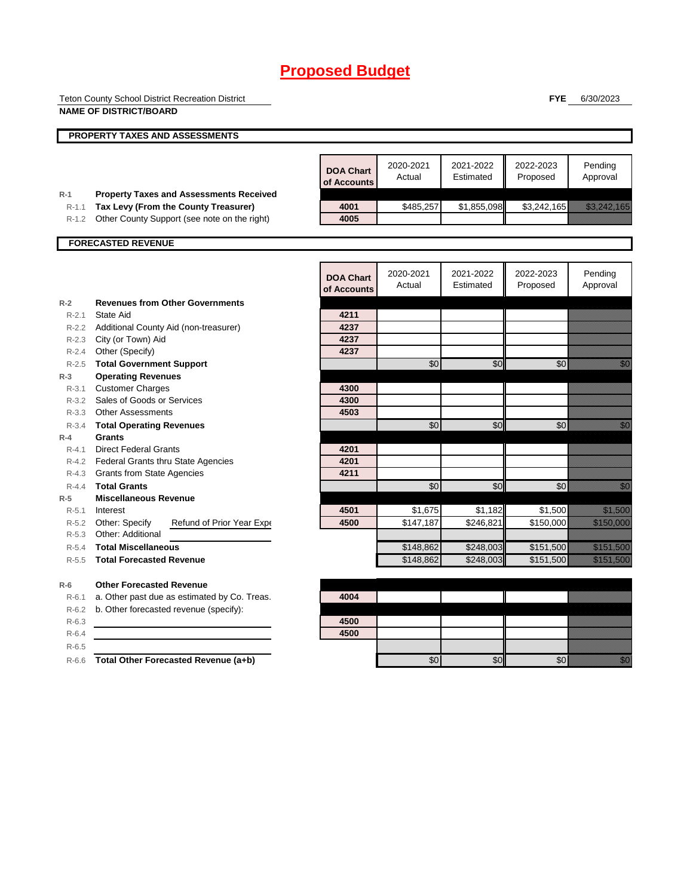# Proposed Budget

Teton County School District Recreation District

**NAME OF DISTRICT/BOARD**

**FYE** 6/30/2023

## PROPERTY TAXES AND ASSESSMENTS

| | | DOA Chart of Accounts | 2020-2021 Actual | 2021-2022 Estimated | 2022-2023 Proposed | Pending Approval |
|---|---|---|---|---|---|---|
| R-1 | **Property Taxes and Assessments Received** | | | | | |
| R-1.1 | **Tax Levy (From the County Treasurer)** | 4001 | $485,257 | $1,855,098 | $3,242,165 | $3,242,165 |
| R-1.2 | Other County Support (see note on the right) | 4005 | | | | |

## FORECASTED REVENUE

| | | DOA Chart of Accounts | 2020-2021 Actual | 2021-2022 Estimated | 2022-2023 Proposed | Pending Approval |
|---|---|---|---|---|---|---|
| R-2 | **Revenues from Other Governments** | | | | | |
| R-2.1 | State Aid | 4211 | | | | |
| R-2.2 | Additional County Aid (non-treasurer) | 4237 | | | | |
| R-2.3 | City (or Town) Aid | 4237 | | | | |
| R-2.4 | Other (Specify) | 4237 | | | | |
| R-2.5 | **Total Government Support** | | $0 | $0 | $0 | $0 |
| R-3 | **Operating Revenues** | | | | | |
| R-3.1 | Customer Charges | 4300 | | | | |
| R-3.2 | Sales of Goods or Services | 4300 | | | | |
| R-3.3 | Other Assessments | 4503 | | | | |
| R-3.4 | **Total Operating Revenues** | | $0 | $0 | $0 | $0 |
| R-4 | **Grants** | | | | | |
| R-4.1 | Direct Federal Grants | 4201 | | | | |
| R-4.2 | Federal Grants thru State Agencies | 4201 | | | | |
| R-4.3 | Grants from State Agencies | 4211 | | | | |
| R-4.4 | **Total Grants** | | $0 | $0 | $0 | $0 |
| R-5 | **Miscellaneous Revenue** | | | | | |
| R-5.1 | Interest | 4501 | $1,675 | $1,182 | $1,500 | $1,500 |
| R-5.2 | Other: Specify Refund of Prior Year Expe | 4500 | $147,187 | $246,821 | $150,000 | $150,000 |
| R-5.3 | Other: Additional | | | | | |
| R-5.4 | **Total Miscellaneous** | | $148,862 | $248,003 | $151,500 | $151,500 |
| R-5.5 | **Total Forecasted Revenue** | | $148,862 | $248,003 | $151,500 | $151,500 |
| R-6 | **Other Forecasted Revenue** | | | | | |
| R-6.1 | a. Other past due as estimated by Co. Treas. | 4004 | | | | |
| R-6.2 | b. Other forecasted revenue (specify): | | | | | |
| R-6.3 | | 4500 | | | | |
| R-6.4 | | 4500 | | | | |
| R-6.5 | | | | | | |
| R-6.6 | **Total Other Forecasted Revenue (a+b)** | | $0 | $0 | $0 | $0 |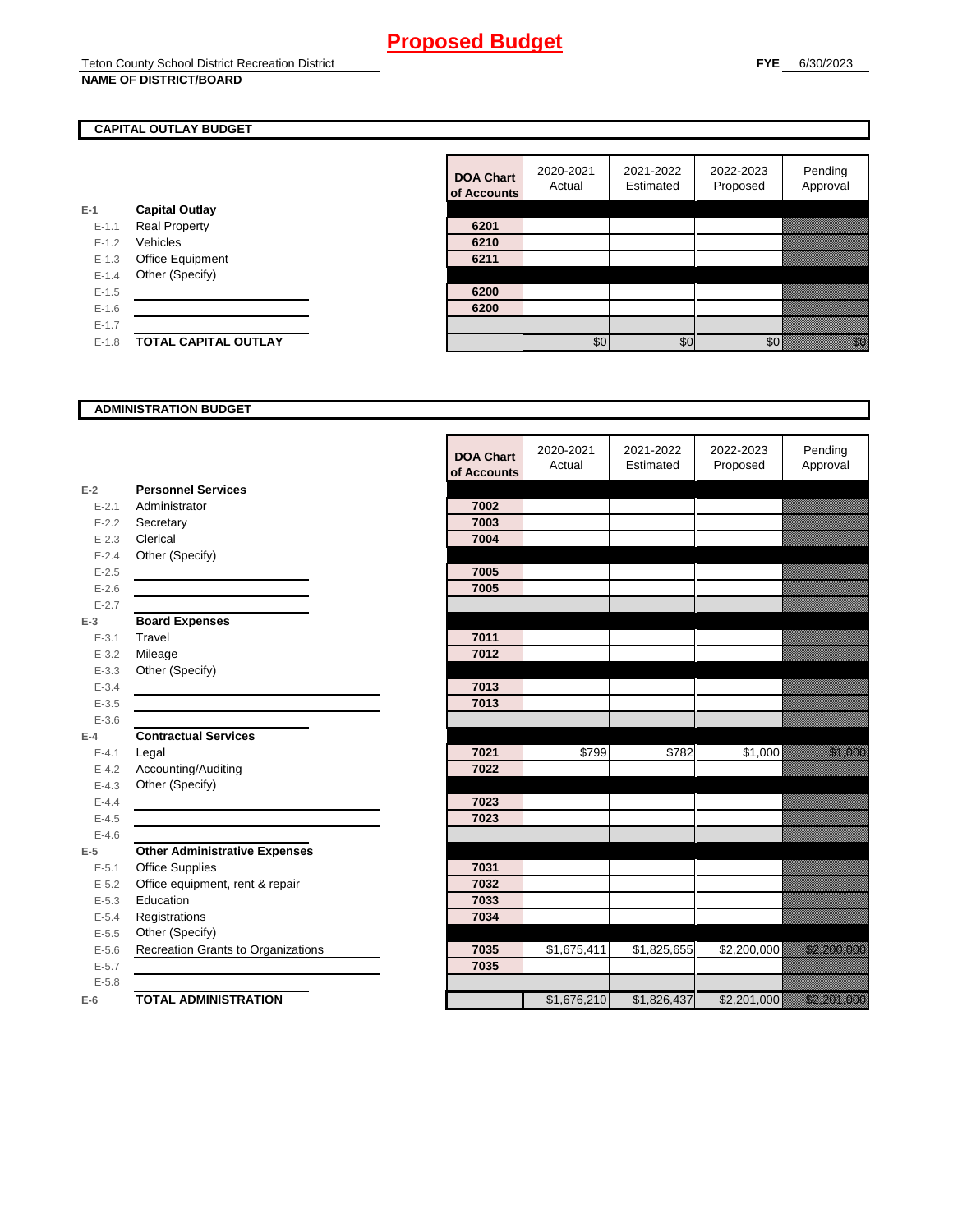# Proposed Budget

Teton County School District Recreation District

**NAME OF DISTRICT/BOARD**

**FYE** 6/30/2023

## CAPITAL OUTLAY BUDGET

| | | DOA Chart of Accounts | 2020-2021 Actual | 2021-2022 Estimated | 2022-2023 Proposed | Pending Approval |
|---|---|---|---|---|---|---|
| E-1 | **Capital Outlay** | | | | | |
| E-1.1 | Real Property | 6201 | | | | |
| E-1.2 | Vehicles | 6210 | | | | |
| E-1.3 | Office Equipment | 6211 | | | | |
| E-1.4 | Other (Specify) | | | | | |
| E-1.5 | | 6200 | | | | |
| E-1.6 | | 6200 | | | | |
| E-1.7 | | | | | | |
| E-1.8 | **TOTAL CAPITAL OUTLAY** | | $0 | $0 | $0 | $0 |

## ADMINISTRATION BUDGET

| | | DOA Chart of Accounts | 2020-2021 Actual | 2021-2022 Estimated | 2022-2023 Proposed | Pending Approval |
|---|---|---|---|---|---|---|
| E-2 | **Personnel Services** | | | | | |
| E-2.1 | Administrator | 7002 | | | | |
| E-2.2 | Secretary | 7003 | | | | |
| E-2.3 | Clerical | 7004 | | | | |
| E-2.4 | Other (Specify) | | | | | |
| E-2.5 | | 7005 | | | | |
| E-2.6 | | 7005 | | | | |
| E-2.7 | | | | | | |
| E-3 | **Board Expenses** | | | | | |
| E-3.1 | Travel | 7011 | | | | |
| E-3.2 | Mileage | 7012 | | | | |
| E-3.3 | Other (Specify) | | | | | |
| E-3.4 | | 7013 | | | | |
| E-3.5 | | 7013 | | | | |
| E-3.6 | | | | | | |
| E-4 | **Contractual Services** | | | | | |
| E-4.1 | Legal | 7021 | $799 | $782 | $1,000 | $1,000 |
| E-4.2 | Accounting/Auditing | 7022 | | | | |
| E-4.3 | Other (Specify) | | | | | |
| E-4.4 | | 7023 | | | | |
| E-4.5 | | 7023 | | | | |
| E-4.6 | | | | | | |
| E-5 | **Other Administrative Expenses** | | | | | |
| E-5.1 | Office Supplies | 7031 | | | | |
| E-5.2 | Office equipment, rent & repair | 7032 | | | | |
| E-5.3 | Education | 7033 | | | | |
| E-5.4 | Registrations | 7034 | | | | |
| E-5.5 | Other (Specify) | | | | | |
| E-5.6 | Recreation Grants to Organizations | 7035 | $1,675,411 | $1,825,655 | $2,200,000 | $2,200,000 |
| E-5.7 | | 7035 | | | | |
| E-5.8 | | | | | | |
| E-6 | **TOTAL ADMINISTRATION** | | $1,676,210 | $1,826,437 | $2,201,000 | $2,201,000 |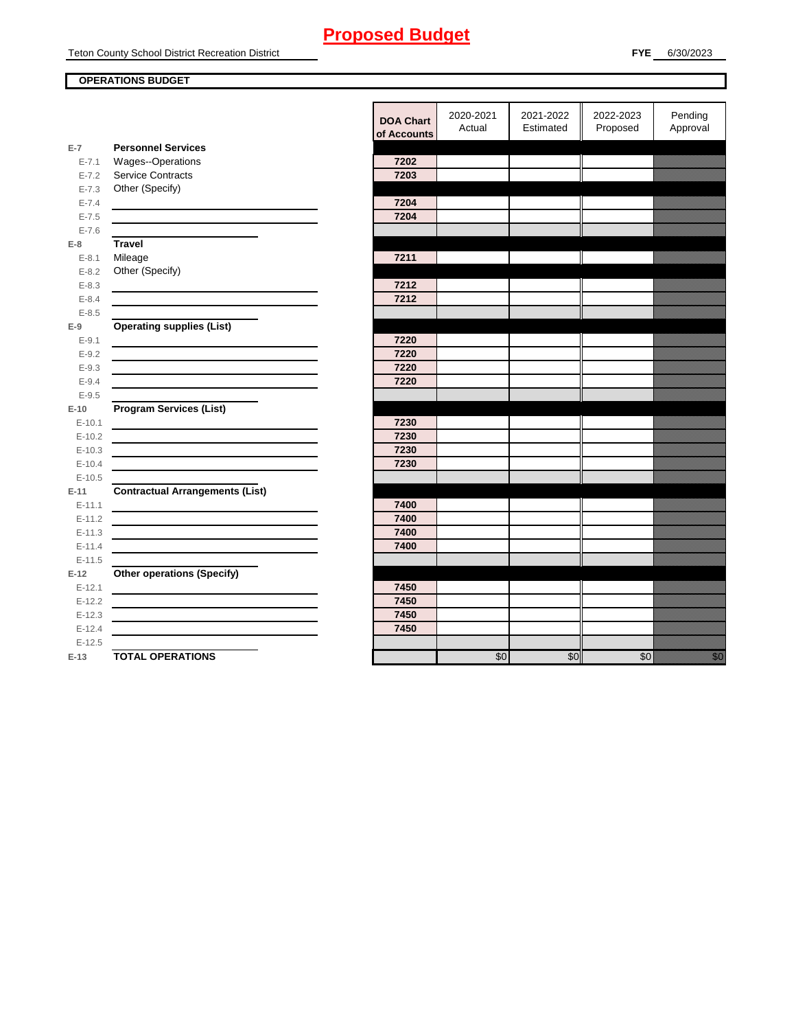# Proposed Budget

Teton County School District Recreation District

**FYE** 6/30/2023

**OPERATIONS BUDGET**

| | | DOA Chart of Accounts | 2020-2021 Actual | 2021-2022 Estimated | 2022-2023 Proposed | Pending Approval |
|---|---|---|---|---|---|---|
| E-7 | **Personnel Services** | | | | | |
| E-7.1 | Wages--Operations | 7202 | | | | |
| E-7.2 | Service Contracts | 7203 | | | | |
| E-7.3 | Other (Specify) | | | | | |
| E-7.4 | | 7204 | | | | |
| E-7.5 | | 7204 | | | | |
| E-7.6 | | | | | | |
| E-8 | **Travel** | | | | | |
| E-8.1 | Mileage | 7211 | | | | |
| E-8.2 | Other (Specify) | | | | | |
| E-8.3 | | 7212 | | | | |
| E-8.4 | | 7212 | | | | |
| E-8.5 | | | | | | |
| E-9 | **Operating supplies (List)** | | | | | |
| E-9.1 | | 7220 | | | | |
| E-9.2 | | 7220 | | | | |
| E-9.3 | | 7220 | | | | |
| E-9.4 | | 7220 | | | | |
| E-9.5 | | | | | | |
| E-10 | **Program Services (List)** | | | | | |
| E-10.1 | | 7230 | | | | |
| E-10.2 | | 7230 | | | | |
| E-10.3 | | 7230 | | | | |
| E-10.4 | | 7230 | | | | |
| E-10.5 | | | | | | |
| E-11 | **Contractual Arrangements (List)** | | | | | |
| E-11.1 | | 7400 | | | | |
| E-11.2 | | 7400 | | | | |
| E-11.3 | | 7400 | | | | |
| E-11.4 | | 7400 | | | | |
| E-11.5 | | | | | | |
| E-12 | **Other operations (Specify)** | | | | | |
| E-12.1 | | 7450 | | | | |
| E-12.2 | | 7450 | | | | |
| E-12.3 | | 7450 | | | | |
| E-12.4 | | 7450 | | | | |
| E-12.5 | | | | | | |
| E-13 | **TOTAL OPERATIONS** | | $0 | $0 | $0 | $0 |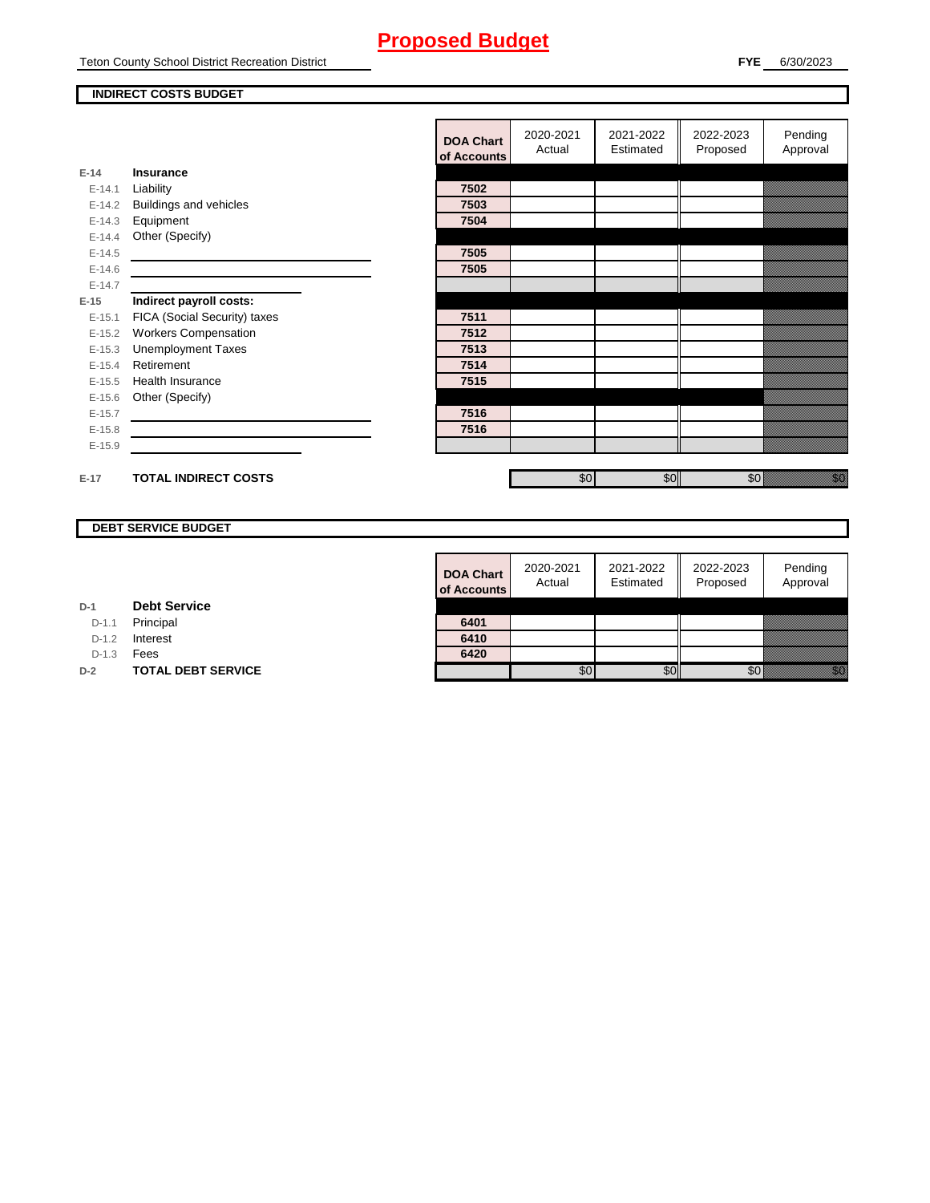# Proposed Budget

Teton County School District Recreation District

**FYE** 6/30/2023

## INDIRECT COSTS BUDGET

| | | DOA Chart of Accounts | 2020-2021 Actual | 2021-2022 Estimated | 2022-2023 Proposed | Pending Approval |
|---|---|---|---|---|---|---|
| **E-14** | **Insurance** | | | | | |
| E-14.1 | Liability | 7502 | | | | |
| E-14.2 | Buildings and vehicles | 7503 | | | | |
| E-14.3 | Equipment | 7504 | | | | |
| E-14.4 | Other (Specify) | | | | | |
| E-14.5 | | 7505 | | | | |
| E-14.6 | | 7505 | | | | |
| E-14.7 | | | | | | |
| **E-15** | **Indirect payroll costs:** | | | | | |
| E-15.1 | FICA (Social Security) taxes | 7511 | | | | |
| E-15.2 | Workers Compensation | 7512 | | | | |
| E-15.3 | Unemployment Taxes | 7513 | | | | |
| E-15.4 | Retirement | 7514 | | | | |
| E-15.5 | Health Insurance | 7515 | | | | |
| E-15.6 | Other (Specify) | | | | | |
| E-15.7 | | 7516 | | | | |
| E-15.8 | | 7516 | | | | |
| E-15.9 | | | | | | |
| **E-17** | **TOTAL INDIRECT COSTS** | | $0 | $0 | $0 | $0 |

## DEBT SERVICE BUDGET

| | | DOA Chart of Accounts | 2020-2021 Actual | 2021-2022 Estimated | 2022-2023 Proposed | Pending Approval |
|---|---|---|---|---|---|---|
| **D-1** | **Debt Service** | | | | | |
| D-1.1 | Principal | 6401 | | | | |
| D-1.2 | Interest | 6410 | | | | |
| D-1.3 | Fees | 6420 | | | | |
| **D-2** | **TOTAL DEBT SERVICE** | | $0 | $0 | $0 | $0 |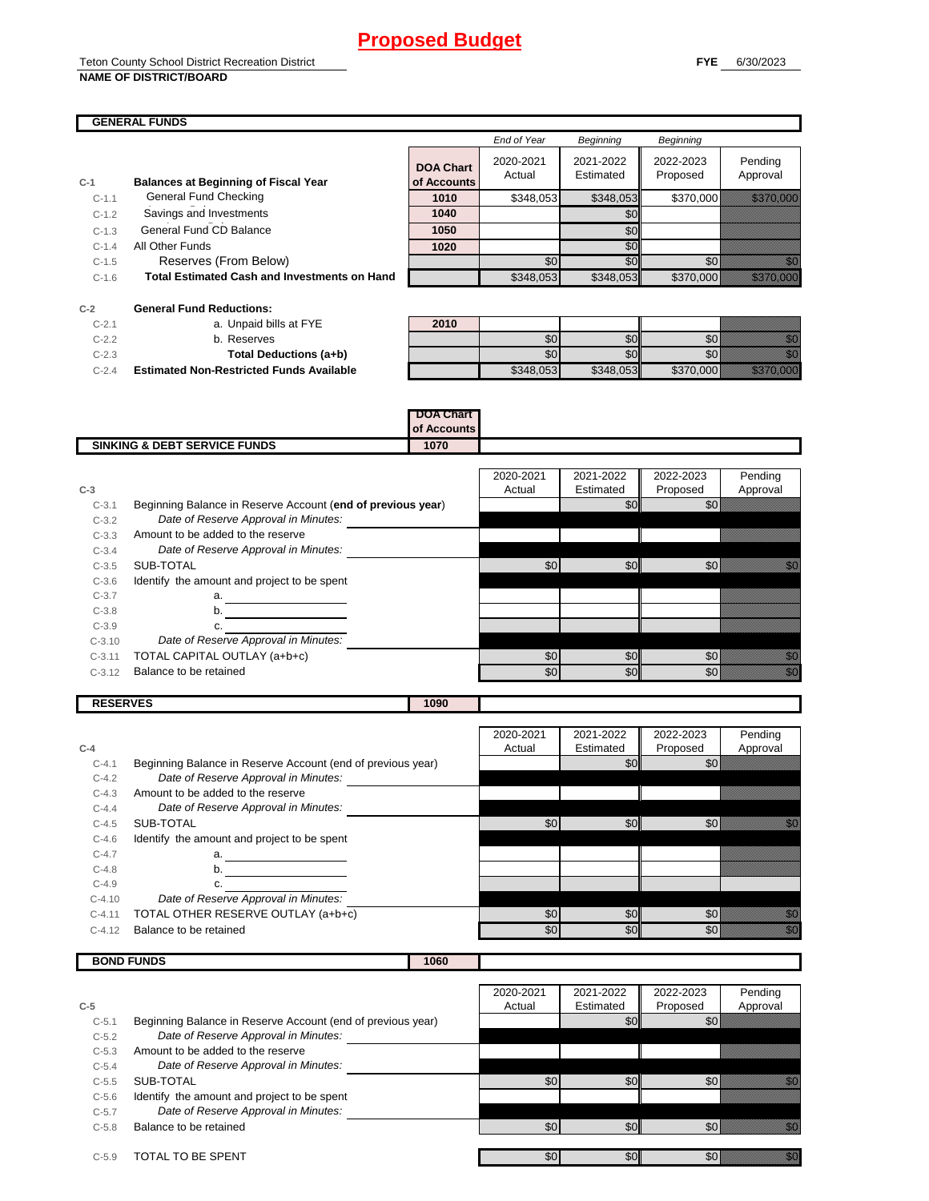# Proposed Budget

Teton County School District Recreation District

**NAME OF DISTRICT/BOARD**

**FYE** 6/30/2023

## GENERAL FUNDS

| | | DOA Chart of Accounts | *End of Year* 2020-2021 Actual | *Beginning* 2021-2022 Estimated | *Beginning* 2022-2023 Proposed | Pending Approval |
|---|---|---|---|---|---|---|
| **C-1** | **Balances at Beginning of Fiscal Year** | | | | | |
| C-1.1 | General Fund Checking | **1010** | $348,053 | $348,053 | $370,000 | $370,000 |
| C-1.2 | Savings and Investments | **1040** | | $0 | | |
| C-1.3 | General Fund CD Balance | **1050** | | $0 | | |
| C-1.4 | All Other Funds | **1020** | | $0 | | |
| C-1.5 | Reserves (From Below) | | $0 | $0 | $0 | $0 |
| C-1.6 | **Total Estimated Cash and Investments on Hand** | | $348,053 | $348,053 | $370,000 | $370,000 |
| **C-2** | **General Fund Reductions:** | | | | | |
| C-2.1 | a. Unpaid bills at FYE | **2010** | | | | |
| C-2.2 | b. Reserves | | $0 | $0 | $0 | $0 |
| C-2.3 | **Total Deductions (a+b)** | | $0 | $0 | $0 | $0 |
| C-2.4 | **Estimated Non-Restricted Funds Available** | | $348,053 | $348,053 | $370,000 | $370,000 |

## SINKING & DEBT SERVICE FUNDS — DOA Chart of Accounts 1070

| **C-3** | | 2020-2021 Actual | 2021-2022 Estimated | 2022-2023 Proposed | Pending Approval |
|---|---|---|---|---|---|
| C-3.1 | Beginning Balance in Reserve Account (**end of previous year**) | | $0 | $0 | |
| C-3.2 | *Date of Reserve Approval in Minutes:* | | | | |
| C-3.3 | Amount to be added to the reserve | | | | |
| C-3.4 | *Date of Reserve Approval in Minutes:* | | | | |
| C-3.5 | SUB-TOTAL | $0 | $0 | $0 | $0 |
| C-3.6 | Identify the amount and project to be spent | | | | |
| C-3.7 | a. | | | | |
| C-3.8 | b. | | | | |
| C-3.9 | c. | | | | |
| C-3.10 | *Date of Reserve Approval in Minutes:* | | | | |
| C-3.11 | TOTAL CAPITAL OUTLAY (a+b+c) | $0 | $0 | $0 | $0 |
| C-3.12 | Balance to be retained | $0 | $0 | $0 | $0 |

## RESERVES — 1090

| **C-4** | | 2020-2021 Actual | 2021-2022 Estimated | 2022-2023 Proposed | Pending Approval |
|---|---|---|---|---|---|
| C-4.1 | Beginning Balance in Reserve Account (end of previous year) | | $0 | $0 | |
| C-4.2 | *Date of Reserve Approval in Minutes:* | | | | |
| C-4.3 | Amount to be added to the reserve | | | | |
| C-4.4 | *Date of Reserve Approval in Minutes:* | | | | |
| C-4.5 | SUB-TOTAL | $0 | $0 | $0 | $0 |
| C-4.6 | Identify the amount and project to be spent | | | | |
| C-4.7 | a. | | | | |
| C-4.8 | b. | | | | |
| C-4.9 | c. | | | | |
| C-4.10 | *Date of Reserve Approval in Minutes:* | | | | |
| C-4.11 | TOTAL OTHER RESERVE OUTLAY (a+b+c) | $0 | $0 | $0 | $0 |
| C-4.12 | Balance to be retained | $0 | $0 | $0 | $0 |

## BOND FUNDS — 1060

| **C-5** | | 2020-2021 Actual | 2021-2022 Estimated | 2022-2023 Proposed | Pending Approval |
|---|---|---|---|---|---|
| C-5.1 | Beginning Balance in Reserve Account (end of previous year) | | $0 | $0 | |
| C-5.2 | *Date of Reserve Approval in Minutes:* | | | | |
| C-5.3 | Amount to be added to the reserve | | | | |
| C-5.4 | *Date of Reserve Approval in Minutes:* | | | | |
| C-5.5 | SUB-TOTAL | $0 | $0 | $0 | $0 |
| C-5.6 | Identify the amount and project to be spent | | | | |
| C-5.7 | *Date of Reserve Approval in Minutes:* | | | | |
| C-5.8 | Balance to be retained | $0 | $0 | $0 | $0 |
| C-5.9 | TOTAL TO BE SPENT | $0 | $0 | $0 | $0 |